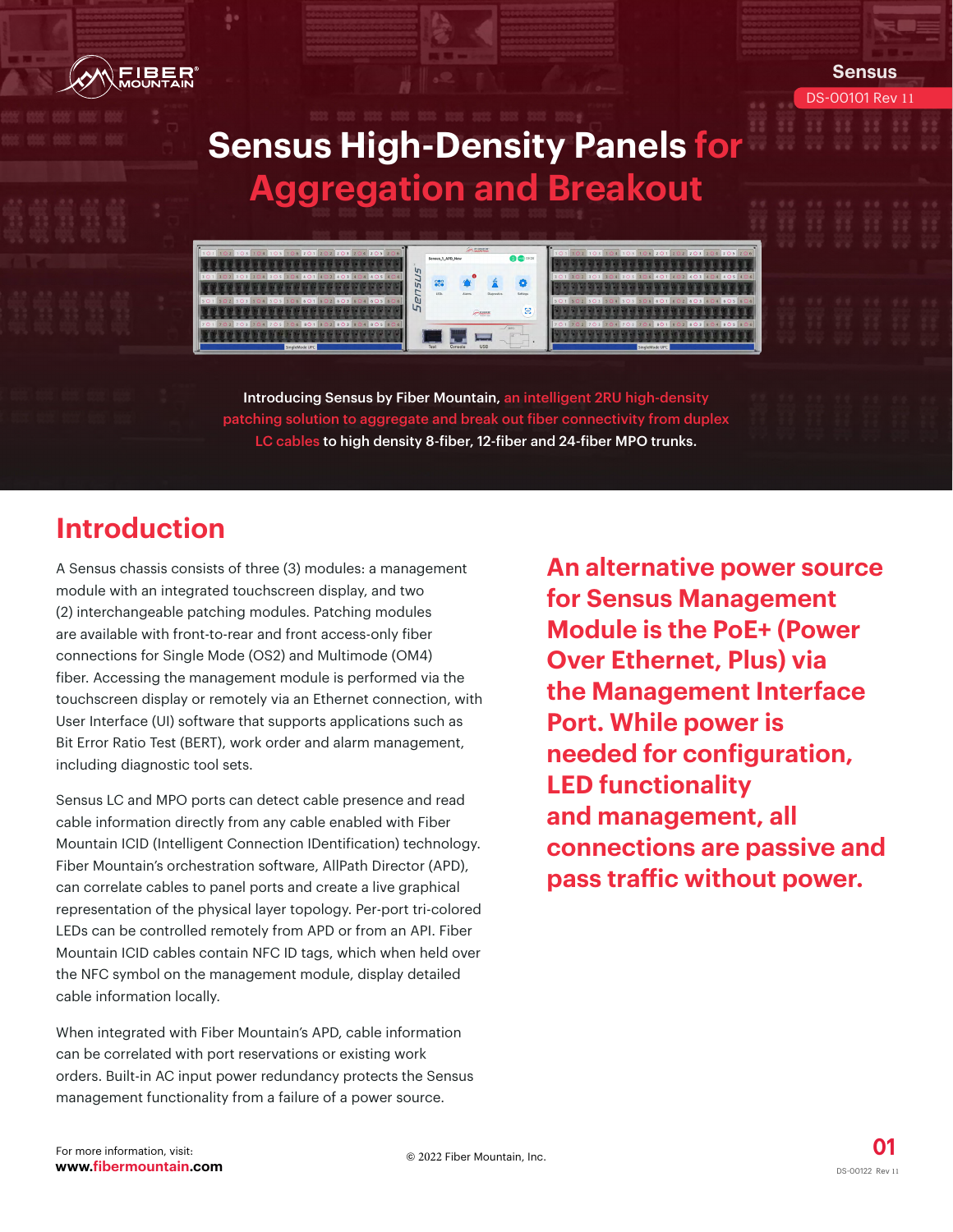Sensus

DS-00101 Rev 11

# Sensus High-Density Panels for Aggregation and Breakout

**Introducing Sensus by Fiber Mountain, an intelligent 2RU high-density patching solution to aggregate and break out fiber connectivity from duplex LC cables to high density 8-fiber, 12-fiber and 24-fiber MPO trunks.**

## Introduction

A Sensus chassis consists of three (3) modules: a management module with an integrated touchscreen display, and two (2) interchangeable patching modules. Patching modules are available with front-to-rear and front access-only fiber connections for Single Mode (OS2) and Multimode (OM4) fiber. Accessing the management module is performed via the touchscreen display or remotely via an Ethernet connection, with User Interface (UI) software that supports applications such as Bit Error Ratio Test (BERT), work order and alarm management, including diagnostic tool sets.

Sensus LC and MPO ports can detect cable presence and read cable information directly from any cable enabled with Fiber Mountain ICID (Intelligent Connection IDentification) technology. Fiber Mountain's orchestration software, AllPath Director (APD), can correlate cables to panel ports and create a live graphical representation of the physical layer topology. Per-port tri-colored LEDs can be controlled remotely from APD or from an API. Fiber Mountain ICID cables contain NFC ID tags, which when held over the NFC symbol on the management module, display detailed cable information locally.

When integrated with Fiber Mountain's APD, cable information can be correlated with port reservations or existing work orders. Built-in AC input power redundancy protects the Sensus management functionality from a failure of a power source.

**An alternative power source for Sensus Management Module is the PoE+ (Power Over Ethernet, Plus) via the Management Interface Port. While power is needed for configuration, LED functionality and management, all connections are passive and pass traffic without power.**

For more information, visit:
**www.fibermountain.com**

© 2022 Fiber Mountain, Inc.

DS-00122 Rev 11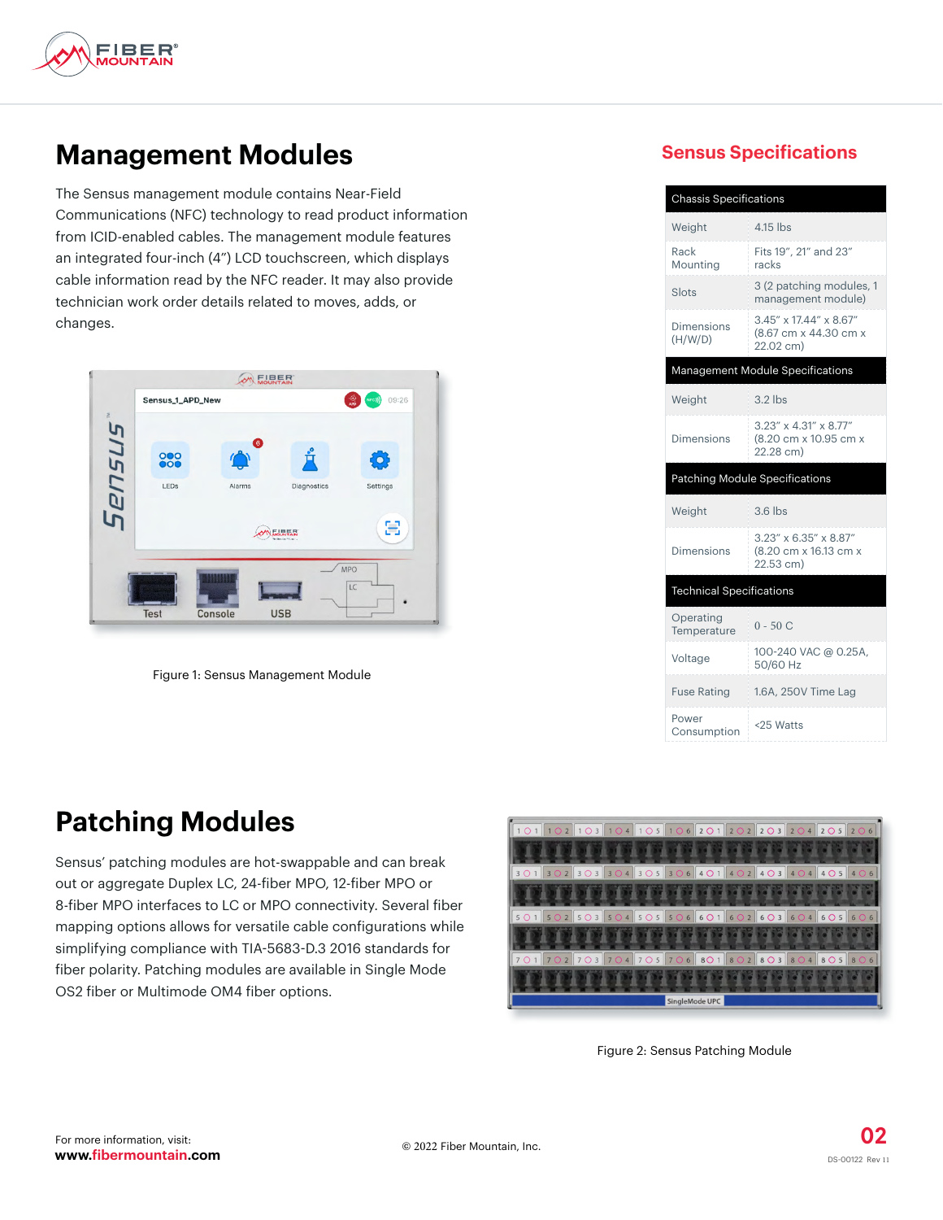## Management Modules

The Sensus management module contains Near-Field Communications (NFC) technology to read product information from ICID-enabled cables. The management module features an integrated four-inch (4”) LCD touchscreen, which displays cable information read by the NFC reader. It may also provide technician work order details related to moves, adds, or changes.

Figure 1: Sensus Management Module

## Sensus Specifications

| Chassis Specifications | |
|---|---|
| Weight | 4.15 lbs |
| Rack Mounting | Fits 19”, 21” and 23” racks |
| Slots | 3 (2 patching modules, 1 management module) |
| Dimensions (H/W/D) | 3.45” x 17.44” x 8.67” (8.67 cm x 44.30 cm x 22.02 cm) |
| **Management Module Specifications** | |
| Weight | 3.2 lbs |
| Dimensions | 3.23” x 4.31” x 8.77” (8.20 cm x 10.95 cm x 22.28 cm) |
| **Patching Module Specifications** | |
| Weight | 3.6 lbs |
| Dimensions | 3.23” x 6.35” x 8.87” (8.20 cm x 16.13 cm x 22.53 cm) |
| **Technical Specifications** | |
| Operating Temperature | 0 - 50 C |
| Voltage | 100-240 VAC @ 0.25A, 50/60 Hz |
| Fuse Rating | 1.6A, 250V Time Lag |
| Power Consumption | <25 Watts |

## Patching Modules

Sensus’ patching modules are hot-swappable and can break out or aggregate Duplex LC, 24-fiber MPO, 12-fiber MPO or 8-fiber MPO interfaces to LC or MPO connectivity. Several fiber mapping options allows for versatile cable configurations while simplifying compliance with TIA-5683-D.3 2016 standards for fiber polarity. Patching modules are available in Single Mode OS2 fiber or Multimode OM4 fiber options.

Figure 2: Sensus Patching Module

For more information, visit:
**www.fibermountain.com**

© 2022 Fiber Mountain, Inc.

DS-00122 Rev 11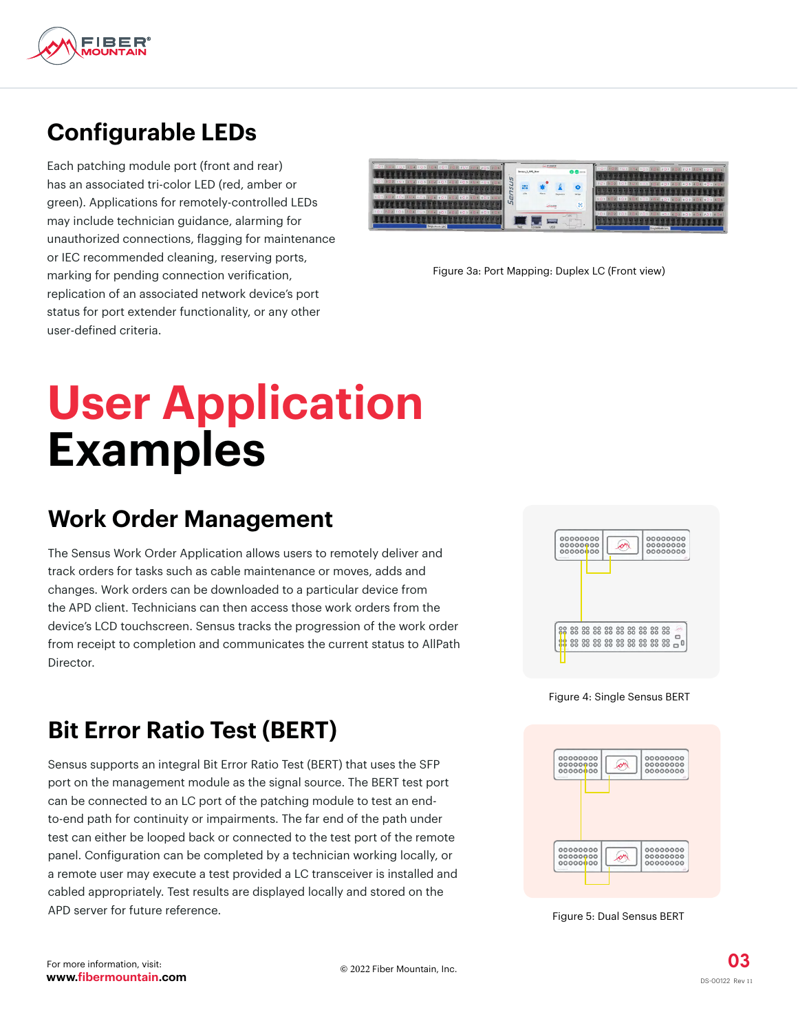## Configurable LEDs

Each patching module port (front and rear) has an associated tri-color LED (red, amber or green). Applications for remotely-controlled LEDs may include technician guidance, alarming for unauthorized connections, flagging for maintenance or IEC recommended cleaning, reserving ports, marking for pending connection verification, replication of an associated network device's port status for port extender functionality, or any other user-defined criteria.

Figure 3a: Port Mapping: Duplex LC (Front view)

# User Application Examples

## Work Order Management

The Sensus Work Order Application allows users to remotely deliver and track orders for tasks such as cable maintenance or moves, adds and changes. Work orders can be downloaded to a particular device from the APD client. Technicians can then access those work orders from the device's LCD touchscreen. Sensus tracks the progression of the work order from receipt to completion and communicates the current status to AllPath Director.

Figure 4: Single Sensus BERT

## Bit Error Ratio Test (BERT)

Sensus supports an integral Bit Error Ratio Test (BERT) that uses the SFP port on the management module as the signal source. The BERT test port can be connected to an LC port of the patching module to test an end-to-end path for continuity or impairments. The far end of the path under test can either be looped back or connected to the test port of the remote panel. Configuration can be completed by a technician working locally, or a remote user may execute a test provided a LC transceiver is installed and cabled appropriately. Test results are displayed locally and stored on the APD server for future reference.

Figure 5: Dual Sensus BERT

For more information, visit:
**www.fibermountain.com**

© 2022 Fiber Mountain, Inc.

DS-00122 Rev 11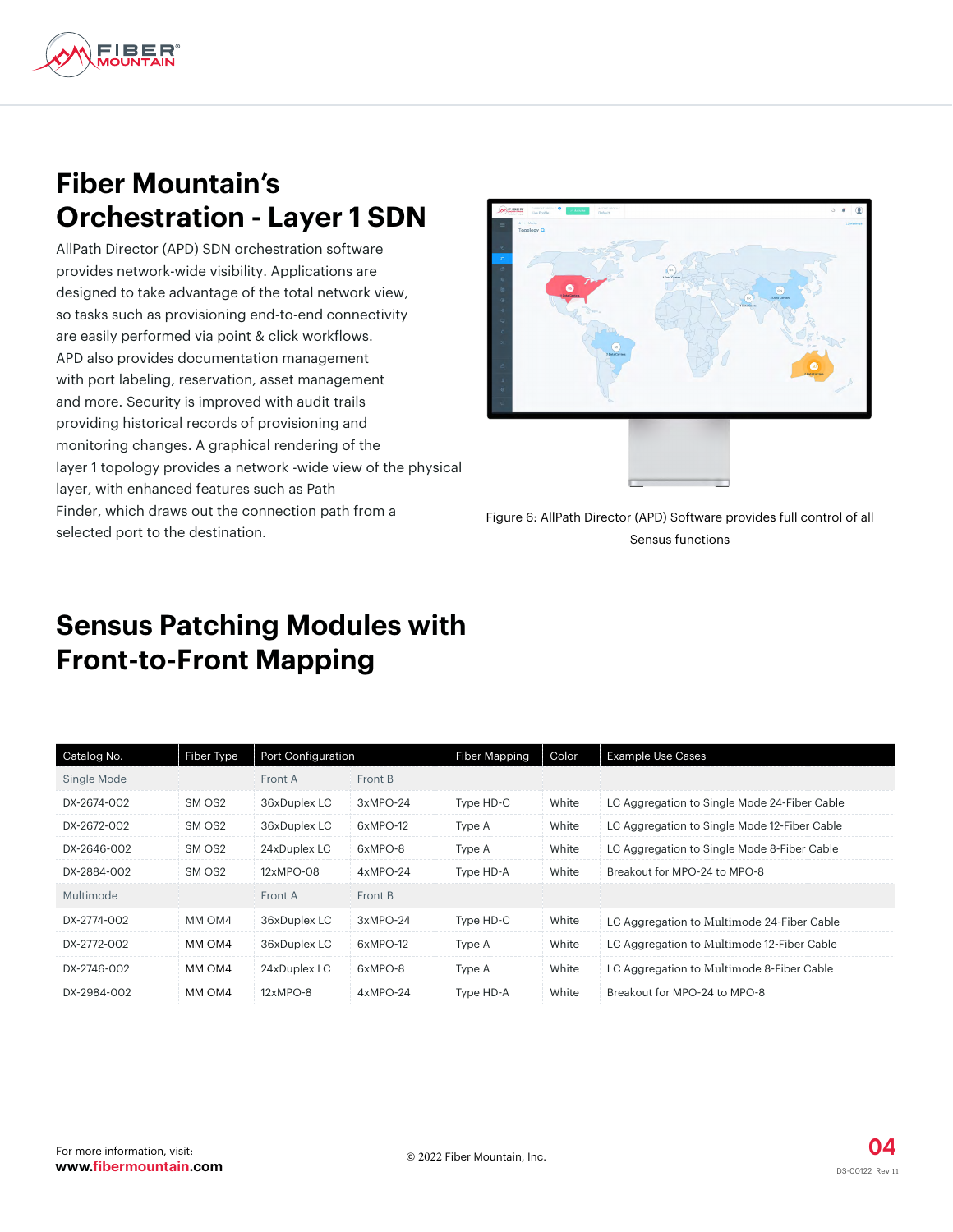# Fiber Mountain's Orchestration - Layer 1 SDN

AllPath Director (APD) SDN orchestration software provides network-wide visibility. Applications are designed to take advantage of the total network view, so tasks such as provisioning end-to-end connectivity are easily performed via point & click workflows. APD also provides documentation management with port labeling, reservation, asset management and more. Security is improved with audit trails providing historical records of provisioning and monitoring changes. A graphical rendering of the layer 1 topology provides a network -wide view of the physical layer, with enhanced features such as Path Finder, which draws out the connection path from a selected port to the destination.

Figure 6: AllPath Director (APD) Software provides full control of all Sensus functions

# Sensus Patching Modules with Front-to-Front Mapping

| Catalog No. | Fiber Type | Port Configuration | | Fiber Mapping | Color | Example Use Cases |
|---|---|---|---|---|---|---|
| Single Mode | | Front A | Front B | | | |
| DX-2674-002 | SM OS2 | 36xDuplex LC | 3xMPO-24 | Type HD-C | White | LC Aggregation to Single Mode 24-Fiber Cable |
| DX-2672-002 | SM OS2 | 36xDuplex LC | 6xMPO-12 | Type A | White | LC Aggregation to Single Mode 12-Fiber Cable |
| DX-2646-002 | SM OS2 | 24xDuplex LC | 6xMPO-8 | Type A | White | LC Aggregation to Single Mode 8-Fiber Cable |
| DX-2884-002 | SM OS2 | 12xMPO-08 | 4xMPO-24 | Type HD-A | White | Breakout for MPO-24 to MPO-8 |
| Multimode | | Front A | Front B | | | |
| DX-2774-002 | MM OM4 | 36xDuplex LC | 3xMPO-24 | Type HD-C | White | LC Aggregation to Multimode 24-Fiber Cable |
| DX-2772-002 | MM OM4 | 36xDuplex LC | 6xMPO-12 | Type A | White | LC Aggregation to Multimode 12-Fiber Cable |
| DX-2746-002 | MM OM4 | 24xDuplex LC | 6xMPO-8 | Type A | White | LC Aggregation to Multimode 8-Fiber Cable |
| DX-2984-002 | MM OM4 | 12xMPO-8 | 4xMPO-24 | Type HD-A | White | Breakout for MPO-24 to MPO-8 |

For more information, visit:
**www.fibermountain.com**

© 2022 Fiber Mountain, Inc.

DS-00122 Rev 11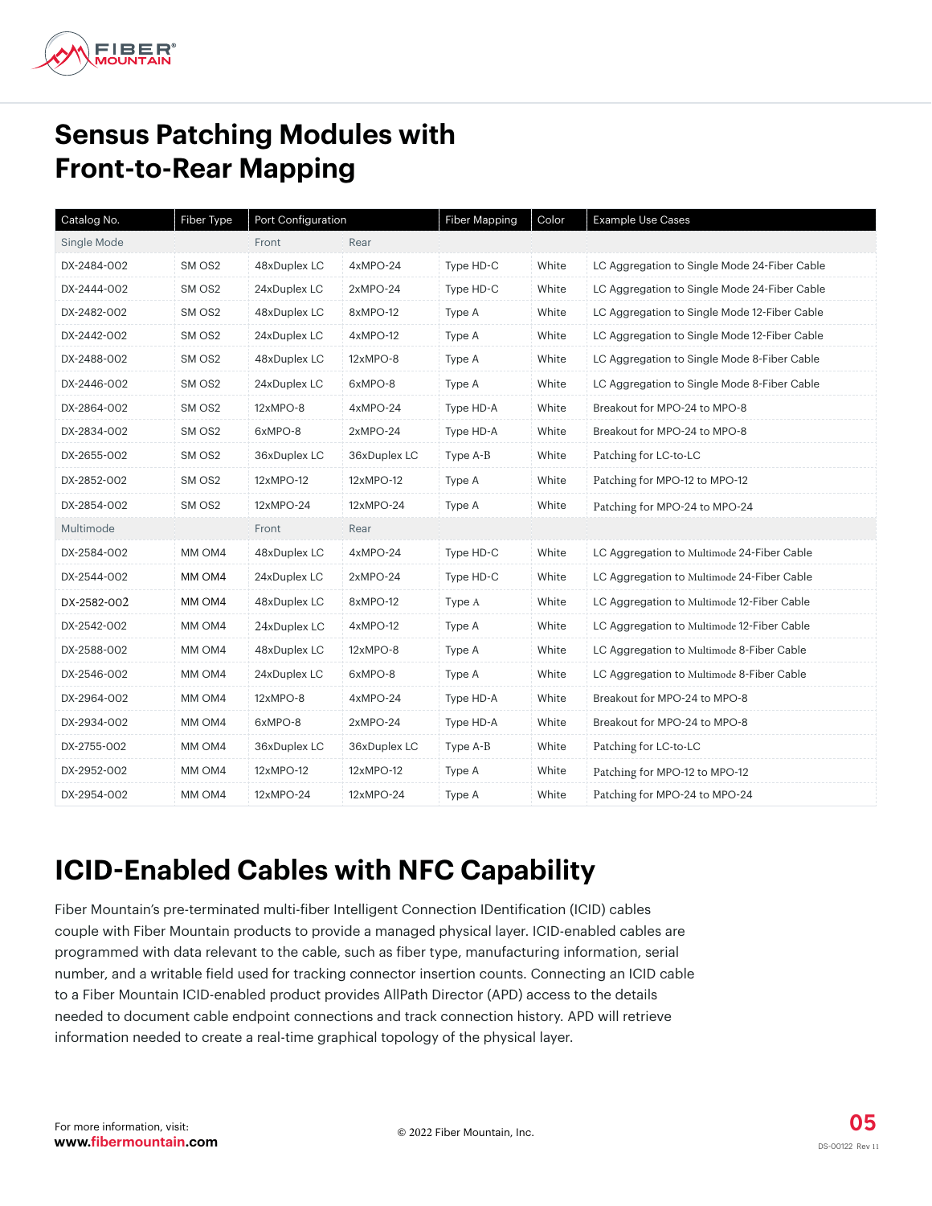# Sensus Patching Modules with Front-to-Rear Mapping

| Catalog No. | Fiber Type | Port Configuration | | Fiber Mapping | Color | Example Use Cases |
|---|---|---|---|---|---|---|
| Single Mode | | Front | Rear | | | |
| DX-2484-002 | SM OS2 | 48xDuplex LC | 4xMPO-24 | Type HD-C | White | LC Aggregation to Single Mode 24-Fiber Cable |
| DX-2444-002 | SM OS2 | 24xDuplex LC | 2xMPO-24 | Type HD-C | White | LC Aggregation to Single Mode 24-Fiber Cable |
| DX-2482-002 | SM OS2 | 48xDuplex LC | 8xMPO-12 | Type A | White | LC Aggregation to Single Mode 12-Fiber Cable |
| DX-2442-002 | SM OS2 | 24xDuplex LC | 4xMPO-12 | Type A | White | LC Aggregation to Single Mode 12-Fiber Cable |
| DX-2488-002 | SM OS2 | 48xDuplex LC | 12xMPO-8 | Type A | White | LC Aggregation to Single Mode 8-Fiber Cable |
| DX-2446-002 | SM OS2 | 24xDuplex LC | 6xMPO-8 | Type A | White | LC Aggregation to Single Mode 8-Fiber Cable |
| DX-2864-002 | SM OS2 | 12xMPO-8 | 4xMPO-24 | Type HD-A | White | Breakout for MPO-24 to MPO-8 |
| DX-2834-002 | SM OS2 | 6xMPO-8 | 2xMPO-24 | Type HD-A | White | Breakout for MPO-24 to MPO-8 |
| DX-2655-002 | SM OS2 | 36xDuplex LC | 36xDuplex LC | Type A-B | White | Patching for LC-to-LC |
| DX-2852-002 | SM OS2 | 12xMPO-12 | 12xMPO-12 | Type A | White | Patching for MPO-12 to MPO-12 |
| DX-2854-002 | SM OS2 | 12xMPO-24 | 12xMPO-24 | Type A | White | Patching for MPO-24 to MPO-24 |
| Multimode | | Front | Rear | | | |
| DX-2584-002 | MM OM4 | 48xDuplex LC | 4xMPO-24 | Type HD-C | White | LC Aggregation to Multimode 24-Fiber Cable |
| DX-2544-002 | MM OM4 | 24xDuplex LC | 2xMPO-24 | Type HD-C | White | LC Aggregation to Multimode 24-Fiber Cable |
| DX-2582-002 | MM OM4 | 48xDuplex LC | 8xMPO-12 | Type A | White | LC Aggregation to Multimode 12-Fiber Cable |
| DX-2542-002 | MM OM4 | 24xDuplex LC | 4xMPO-12 | Type A | White | LC Aggregation to Multimode 12-Fiber Cable |
| DX-2588-002 | MM OM4 | 48xDuplex LC | 12xMPO-8 | Type A | White | LC Aggregation to Multimode 8-Fiber Cable |
| DX-2546-002 | MM OM4 | 24xDuplex LC | 6xMPO-8 | Type A | White | LC Aggregation to Multimode 8-Fiber Cable |
| DX-2964-002 | MM OM4 | 12xMPO-8 | 4xMPO-24 | Type HD-A | White | Breakout for MPO-24 to MPO-8 |
| DX-2934-002 | MM OM4 | 6xMPO-8 | 2xMPO-24 | Type HD-A | White | Breakout for MPO-24 to MPO-8 |
| DX-2755-002 | MM OM4 | 36xDuplex LC | 36xDuplex LC | Type A-B | White | Patching for LC-to-LC |
| DX-2952-002 | MM OM4 | 12xMPO-12 | 12xMPO-12 | Type A | White | Patching for MPO-12 to MPO-12 |
| DX-2954-002 | MM OM4 | 12xMPO-24 | 12xMPO-24 | Type A | White | Patching for MPO-24 to MPO-24 |

# ICID-Enabled Cables with NFC Capability

Fiber Mountain's pre-terminated multi-fiber Intelligent Connection IDentification (ICID) cables couple with Fiber Mountain products to provide a managed physical layer. ICID-enabled cables are programmed with data relevant to the cable, such as fiber type, manufacturing information, serial number, and a writable field used for tracking connector insertion counts. Connecting an ICID cable to a Fiber Mountain ICID-enabled product provides AllPath Director (APD) access to the details needed to document cable endpoint connections and track connection history. APD will retrieve information needed to create a real-time graphical topology of the physical layer.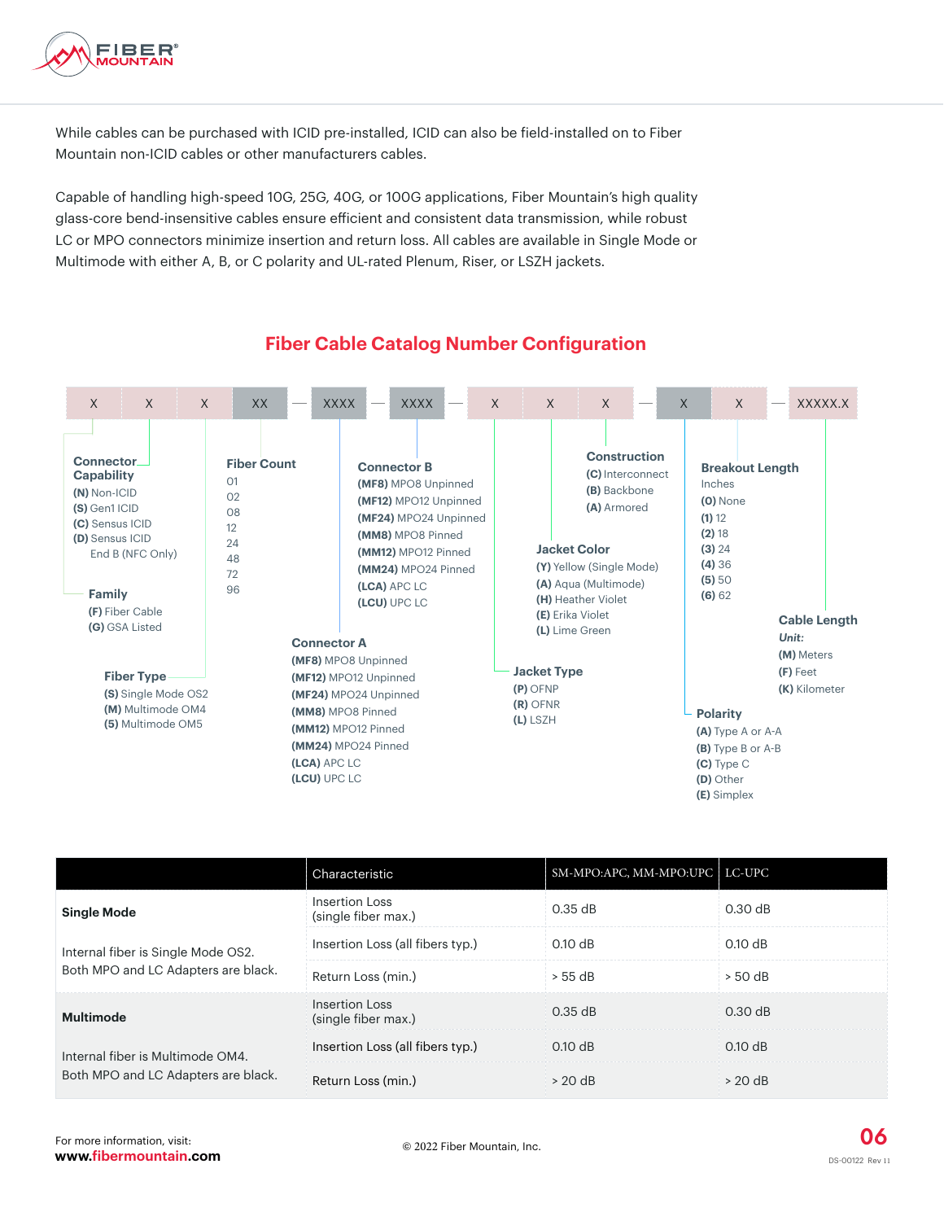While cables can be purchased with ICID pre-installed, ICID can also be field-installed on to Fiber Mountain non-ICID cables or other manufacturers cables.

Capable of handling high-speed 10G, 25G, 40G, or 100G applications, Fiber Mountain's high quality glass-core bend-insensitive cables ensure efficient and consistent data transmission, while robust LC or MPO connectors minimize insertion and return loss. All cables are available in Single Mode or Multimode with either A, B, or C polarity and UL-rated Plenum, Riser, or LSZH jackets.

## Fiber Cable Catalog Number Configuration

X X X XX — XXXX — XXXX — X X X — X X — XXXXX.X

**Connector Capability**
- **(N)** Non-ICID
- **(S)** Gen1 ICID
- **(C)** Sensus ICID
- **(D)** Sensus ICID End B (NFC Only)

**Family**
- **(F)** Fiber Cable
- **(G)** GSA Listed

**Fiber Type**
- **(S)** Single Mode OS2
- **(M)** Multimode OM4
- **(5)** Multimode OM5

**Fiber Count**
- 01
- 02
- 08
- 12
- 24
- 48
- 72
- 96

**Connector A**
- **(MF8)** MPO8 Unpinned
- **(MF12)** MPO12 Unpinned
- **(MF24)** MPO24 Unpinned
- **(MM8)** MPO8 Pinned
- **(MM12)** MPO12 Pinned
- **(MM24)** MPO24 Pinned
- **(LCA)** APC LC
- **(LCU)** UPC LC

**Connector B**
- **(MF8)** MPO8 Unpinned
- **(MF12)** MPO12 Unpinned
- **(MF24)** MPO24 Unpinned
- **(MM8)** MPO8 Pinned
- **(MM12)** MPO12 Pinned
- **(MM24)** MPO24 Pinned
- **(LCA)** APC LC
- **(LCU)** UPC LC

**Jacket Type**
- **(P)** OFNP
- **(R)** OFNR
- **(L)** LSZH

**Jacket Color**
- **(Y)** Yellow (Single Mode)
- **(A)** Aqua (Multimode)
- **(H)** Heather Violet
- **(E)** Erika Violet
- **(L)** Lime Green

**Construction**
- **(C)** Interconnect
- **(B)** Backbone
- **(A)** Armored

**Polarity**
- **(A)** Type A or A-A
- **(B)** Type B or A-B
- **(C)** Type C
- **(D)** Other
- **(E)** Simplex

**Breakout Length**
Inches
- **(0)** None
- **(1)** 12
- **(2)** 18
- **(3)** 24
- **(4)** 36
- **(5)** 50
- **(6)** 62

**Cable Length**
*Unit:*
- **(M)** Meters
- **(F)** Feet
- **(K)** Kilometer

| | Characteristic | SM-MPO:APC, MM-MPO:UPC | LC-UPC |
|---|---|---|---|
| **Single Mode**<br><br>Internal fiber is Single Mode OS2. Both MPO and LC Adapters are black. | Insertion Loss (single fiber max.) | 0.35 dB | 0.30 dB |
| | Insertion Loss (all fibers typ.) | 0.10 dB | 0.10 dB |
| | Return Loss (min.) | > 55 dB | > 50 dB |
| **Multimode**<br><br>Internal fiber is Multimode OM4. Both MPO and LC Adapters are black. | Insertion Loss (single fiber max.) | 0.35 dB | 0.30 dB |
| | Insertion Loss (all fibers typ.) | 0.10 dB | 0.10 dB |
| | Return Loss (min.) | > 20 dB | > 20 dB |

For more information, visit:
**www.fibermountain.com**

© 2022 Fiber Mountain, Inc.

DS-00122 Rev 11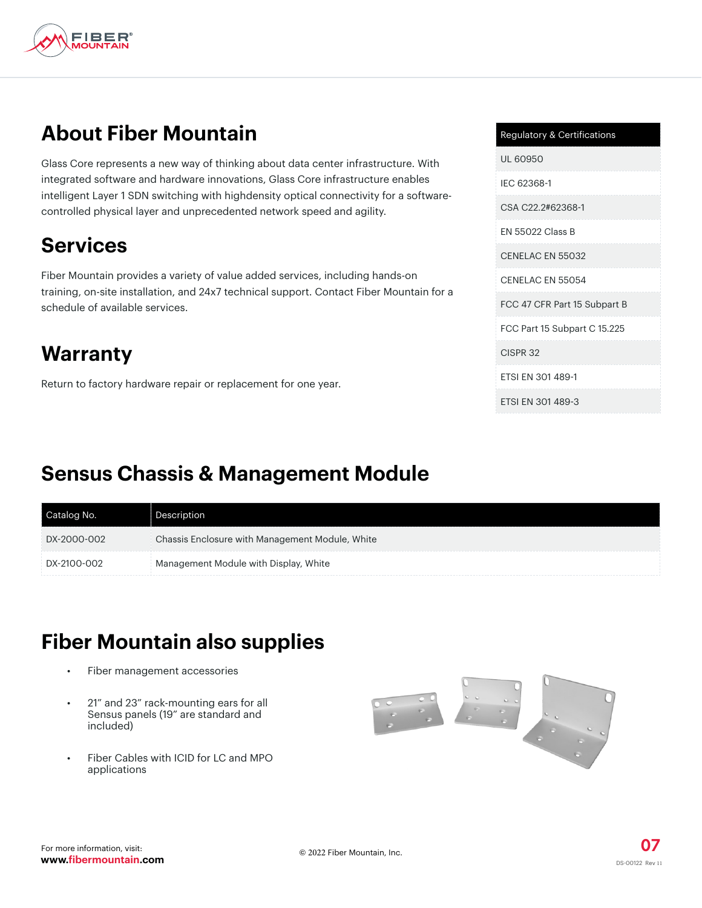## About Fiber Mountain

Glass Core represents a new way of thinking about data center infrastructure. With integrated software and hardware innovations, Glass Core infrastructure enables intelligent Layer 1 SDN switching with highdensity optical connectivity for a software-controlled physical layer and unprecedented network speed and agility.

## Services

Fiber Mountain provides a variety of value added services, including hands-on training, on-site installation, and 24x7 technical support. Contact Fiber Mountain for a schedule of available services.

## Warranty

Return to factory hardware repair or replacement for one year.

| Regulatory & Certifications |
|---|
| UL 60950 |
| IEC 62368-1 |
| CSA C22.2#62368-1 |
| EN 55022 Class B |
| CENELAC EN 55032 |
| CENELAC EN 55054 |
| FCC 47 CFR Part 15 Subpart B |
| FCC Part 15 Subpart C 15.225 |
| CISPR 32 |
| ETSI EN 301 489-1 |
| ETSI EN 301 489-3 |

## Sensus Chassis & Management Module

| Catalog No. | Description |
|---|---|
| DX-2000-002 | Chassis Enclosure with Management Module, White |
| DX-2100-002 | Management Module with Display, White |

## Fiber Mountain also supplies

- Fiber management accessories
- 21" and 23" rack-mounting ears for all Sensus panels (19" are standard and included)
- Fiber Cables with ICID for LC and MPO applications

For more information, visit:
**www.fibermountain.com**

© 2022 Fiber Mountain, Inc.

DS-00122 Rev 11